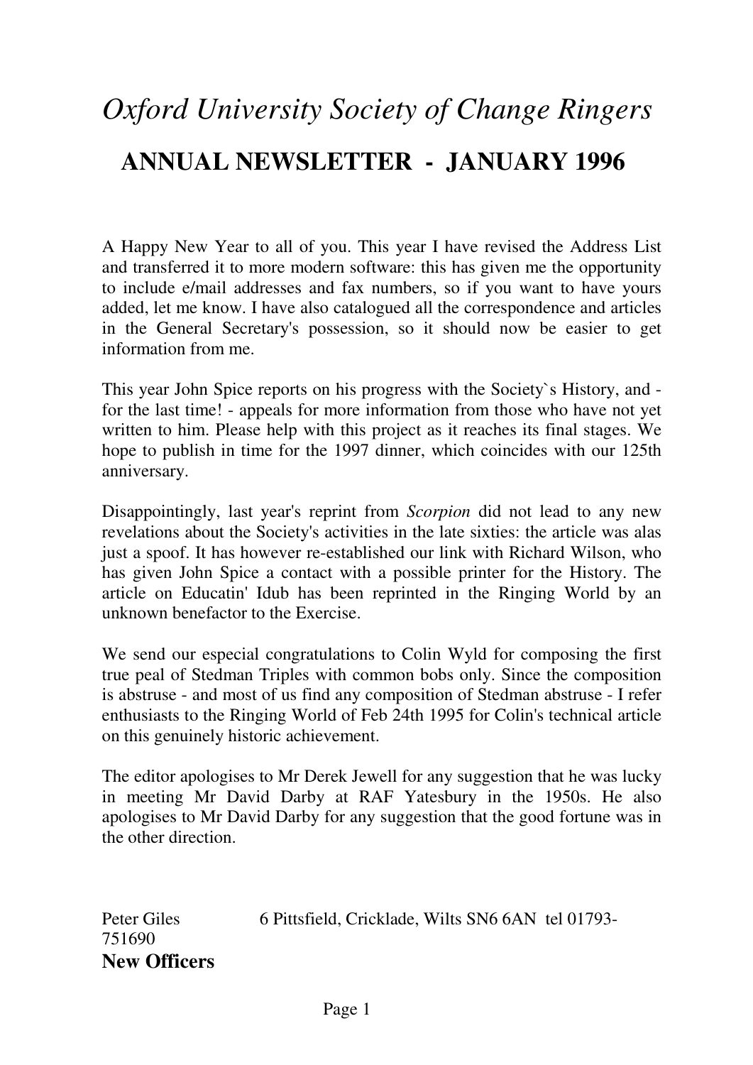# *Oxford University Society of Change Ringers*

## ANNUAL NEWSLETTER - JANUARY 1996

A Happy New Year to all of you. This year I have revised the Address List and transferred it to more modern software: this has given me the opportunity to include e/mail addresses and fax numbers, so if you want to have yours added, let me know. I have also catalogued all the correspondence and articles in the General Secretary's possession, so it should now be easier to get information from me.

This year John Spice reports on his progress with the Society`s History, and - for the last time! - appeals for more information from those who have not yet written to him. Please help with this project as it reaches its final stages. We hope to publish in time for the 1997 dinner, which coincides with our 125th anniversary.

Disappointingly, last year's reprint from *Scorpion* did not lead to any new revelations about the Society's activities in the late sixties: the article was alas just a spoof. It has however re-established our link with Richard Wilson, who has given John Spice a contact with a possible printer for the History. The article on Educatin' Idub has been reprinted in the Ringing World by an unknown benefactor to the Exercise.

We send our especial congratulations to Colin Wyld for composing the first true peal of Stedman Triples with common bobs only. Since the composition is abstruse - and most of us find any composition of Stedman abstruse - I refer enthusiasts to the Ringing World of Feb 24th 1995 for Colin's technical article on this genuinely historic achievement.

The editor apologises to Mr Derek Jewell for any suggestion that he was lucky in meeting Mr David Darby at RAF Yatesbury in the 1950s. He also apologises to Mr David Darby for any suggestion that the good fortune was in the other direction.

Peter Giles 6 Pittsfield, Cricklade, Wilts SN6 6AN tel 01793-751690

**New Officers**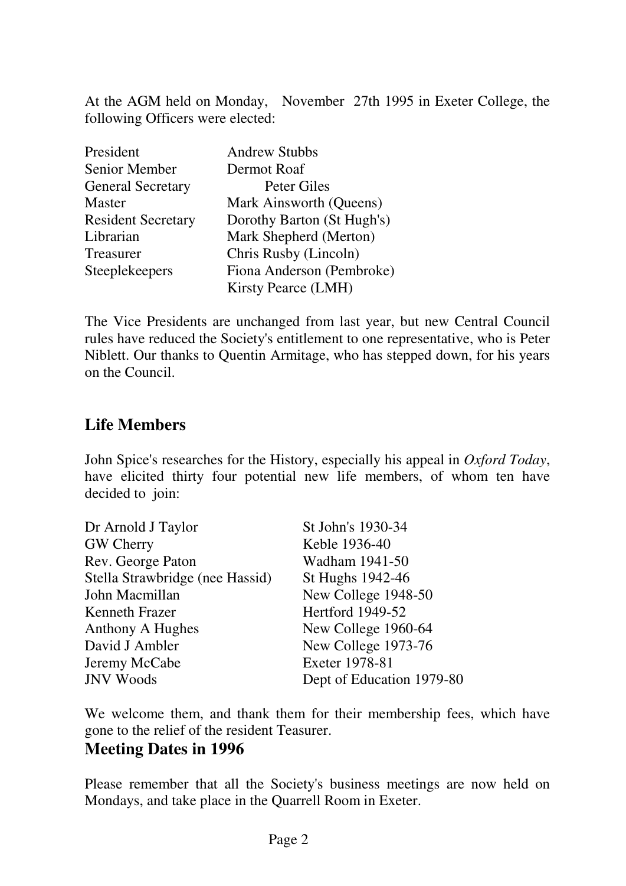At the AGM held on Monday, November 27th 1995 in Exeter College, the following Officers were elected:

| | |
|---|---|
| President | Andrew Stubbs |
| Senior Member | Dermot Roaf |
| General Secretary | Peter Giles |
| Master | Mark Ainsworth (Queens) |
| Resident Secretary | Dorothy Barton (St Hugh's) |
| Librarian | Mark Shepherd (Merton) |
| Treasurer | Chris Rusby (Lincoln) |
| Steeplekeepers | Fiona Anderson (Pembroke) |
| | Kirsty Pearce (LMH) |

The Vice Presidents are unchanged from last year, but new Central Council rules have reduced the Society's entitlement to one representative, who is Peter Niblett. Our thanks to Quentin Armitage, who has stepped down, for his years on the Council.

## Life Members

John Spice's researches for the History, especially his appeal in *Oxford Today*, have elicited thirty four potential new life members, of whom ten have decided to join:

| | |
|---|---|
| Dr Arnold J Taylor | St John's 1930-34 |
| GW Cherry | Keble 1936-40 |
| Rev. George Paton | Wadham 1941-50 |
| Stella Strawbridge (nee Hassid) | St Hughs 1942-46 |
| John Macmillan | New College 1948-50 |
| Kenneth Frazer | Hertford 1949-52 |
| Anthony A Hughes | New College 1960-64 |
| David J Ambler | New College 1973-76 |
| Jeremy McCabe | Exeter 1978-81 |
| JNV Woods | Dept of Education 1979-80 |

We welcome them, and thank them for their membership fees, which have gone to the relief of the resident Teasurer.

## Meeting Dates in 1996

Please remember that all the Society's business meetings are now held on Mondays, and take place in the Quarrell Room in Exeter.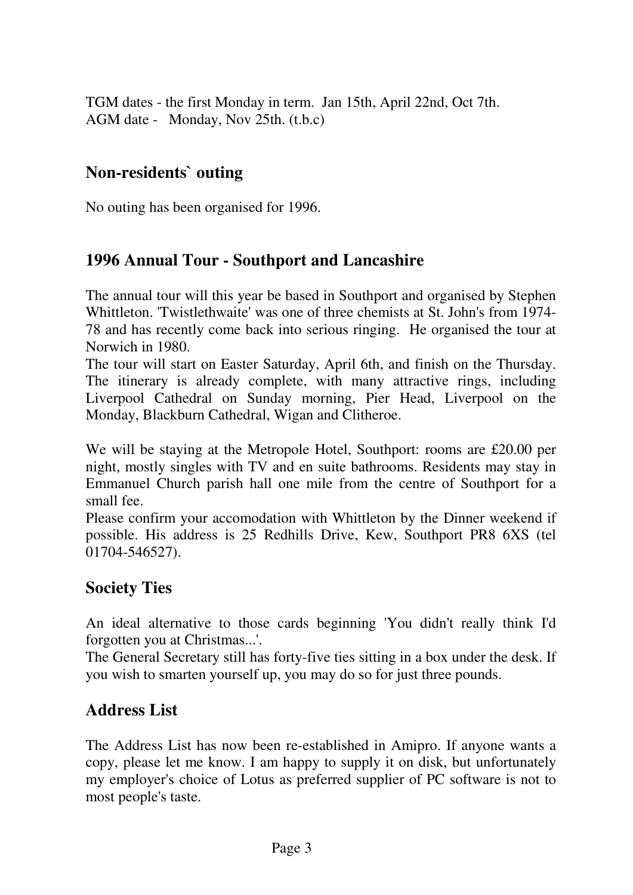TGM dates - the first Monday in term. Jan 15th, April 22nd, Oct 7th.
AGM date - Monday, Nov 25th. (t.b.c)

## Non-residents` outing

No outing has been organised for 1996.

## 1996 Annual Tour - Southport and Lancashire

The annual tour will this year be based in Southport and organised by Stephen Whittleton. 'Twistlethwaite' was one of three chemists at St. John's from 1974-78 and has recently come back into serious ringing. He organised the tour at Norwich in 1980.
The tour will start on Easter Saturday, April 6th, and finish on the Thursday. The itinerary is already complete, with many attractive rings, including Liverpool Cathedral on Sunday morning, Pier Head, Liverpool on the Monday, Blackburn Cathedral, Wigan and Clitheroe.

We will be staying at the Metropole Hotel, Southport: rooms are £20.00 per night, mostly singles with TV and en suite bathrooms. Residents may stay in Emmanuel Church parish hall one mile from the centre of Southport for a small fee.
Please confirm your accomodation with Whittleton by the Dinner weekend if possible. His address is 25 Redhills Drive, Kew, Southport PR8 6XS (tel 01704-546527).

## Society Ties

An ideal alternative to those cards beginning 'You didn't really think I'd forgotten you at Christmas...'.
The General Secretary still has forty-five ties sitting in a box under the desk. If you wish to smarten yourself up, you may do so for just three pounds.

## Address List

The Address List has now been re-established in Amipro. If anyone wants a copy, please let me know. I am happy to supply it on disk, but unfortunately my employer's choice of Lotus as preferred supplier of PC software is not to most people's taste.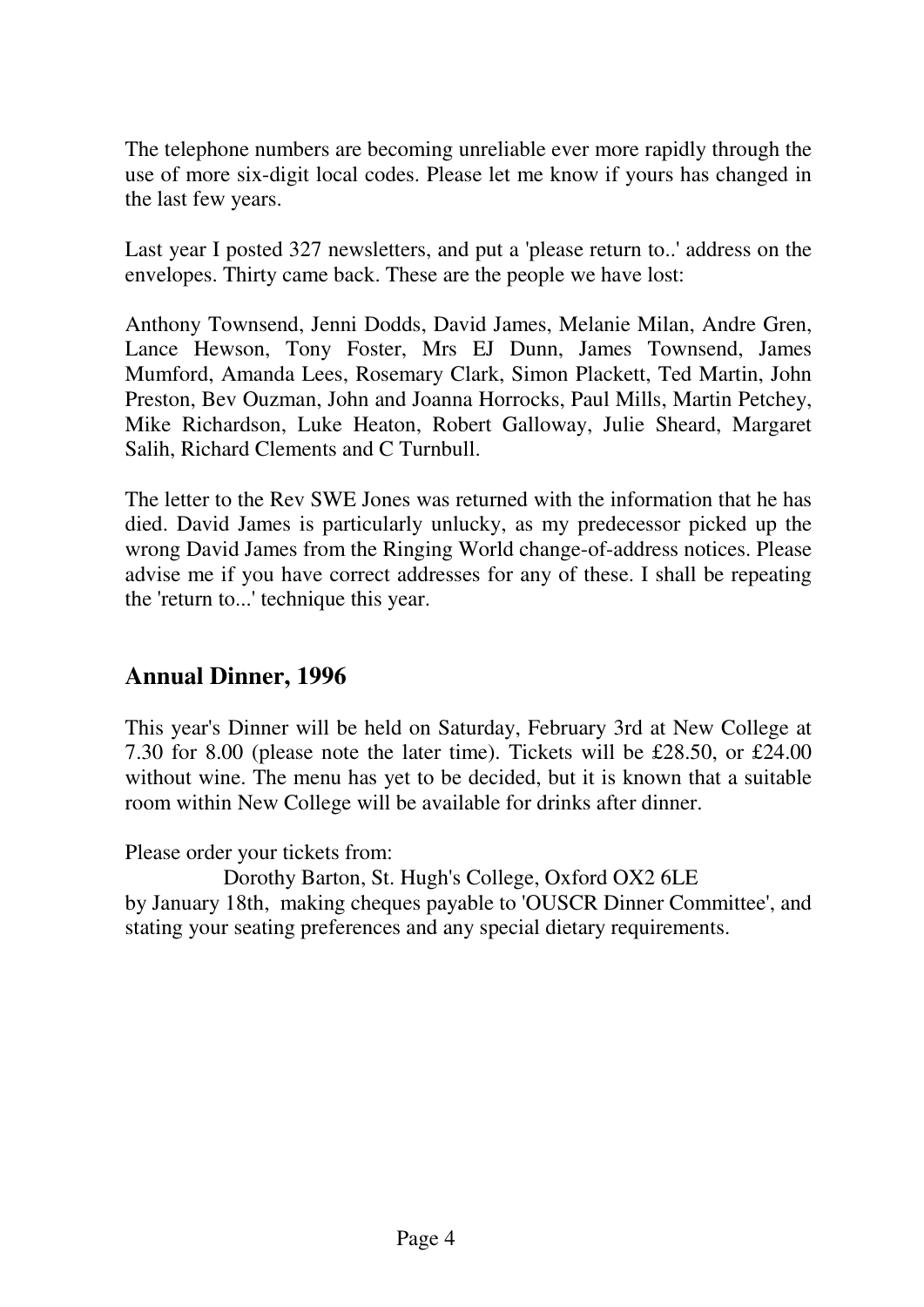The telephone numbers are becoming unreliable ever more rapidly through the use of more six-digit local codes. Please let me know if yours has changed in the last few years.

Last year I posted 327 newsletters, and put a 'please return to..' address on the envelopes. Thirty came back. These are the people we have lost:

Anthony Townsend, Jenni Dodds, David James, Melanie Milan, Andre Gren, Lance Hewson, Tony Foster, Mrs EJ Dunn, James Townsend, James Mumford, Amanda Lees, Rosemary Clark, Simon Plackett, Ted Martin, John Preston, Bev Ouzman, John and Joanna Horrocks, Paul Mills, Martin Petchey, Mike Richardson, Luke Heaton, Robert Galloway, Julie Sheard, Margaret Salih, Richard Clements and C Turnbull.

The letter to the Rev SWE Jones was returned with the information that he has died. David James is particularly unlucky, as my predecessor picked up the wrong David James from the Ringing World change-of-address notices. Please advise me if you have correct addresses for any of these. I shall be repeating the 'return to...' technique this year.

## Annual Dinner, 1996

This year's Dinner will be held on Saturday, February 3rd at New College at 7.30 for 8.00 (please note the later time). Tickets will be £28.50, or £24.00 without wine. The menu has yet to be decided, but it is known that a suitable room within New College will be available for drinks after dinner.

Please order your tickets from:

Dorothy Barton, St. Hugh's College, Oxford OX2 6LE

by January 18th, making cheques payable to 'OUSCR Dinner Committee', and stating your seating preferences and any special dietary requirements.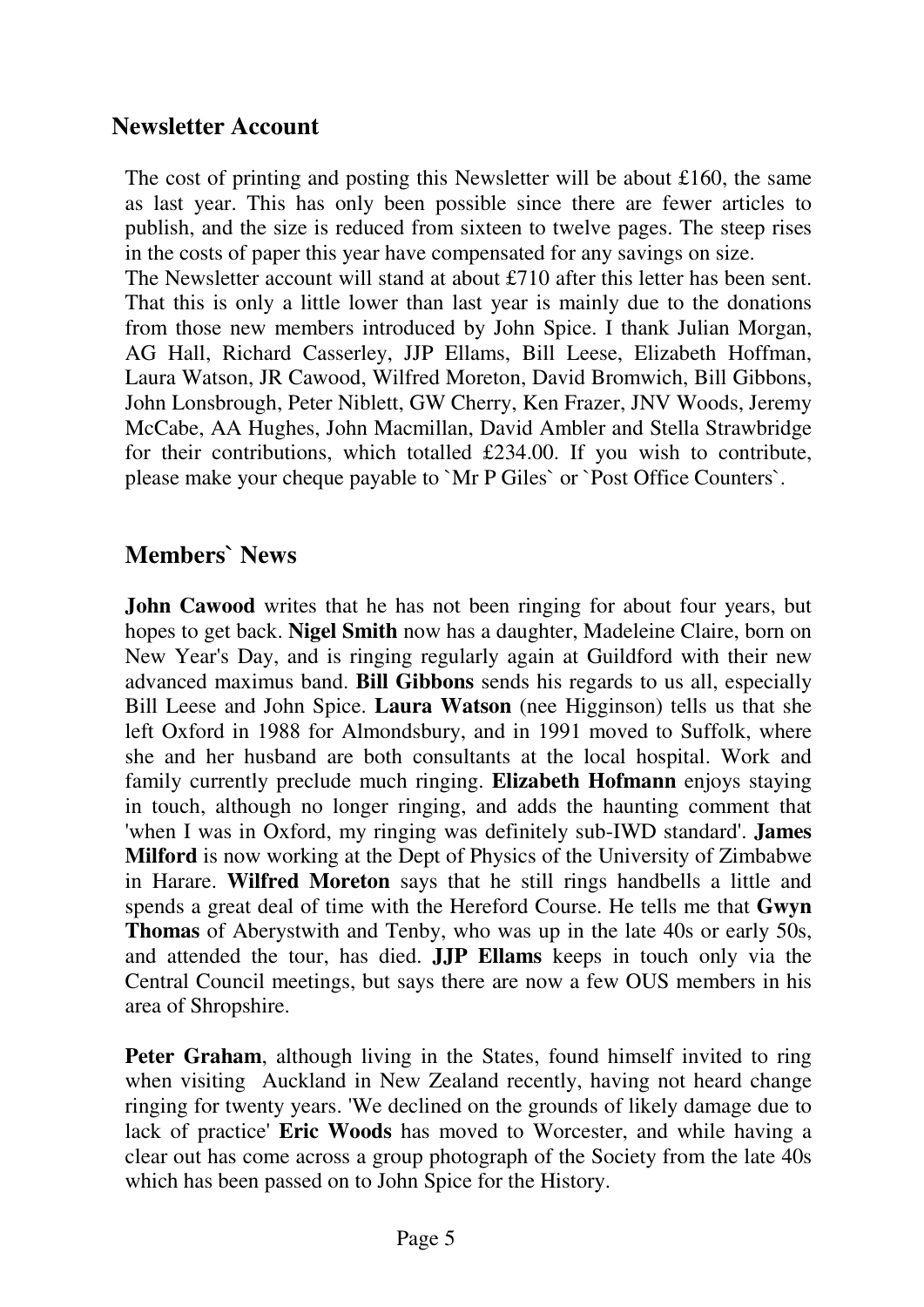## Newsletter Account

The cost of printing and posting this Newsletter will be about £160, the same as last year. This has only been possible since there are fewer articles to publish, and the size is reduced from sixteen to twelve pages. The steep rises in the costs of paper this year have compensated for any savings on size.
The Newsletter account will stand at about £710 after this letter has been sent. That this is only a little lower than last year is mainly due to the donations from those new members introduced by John Spice. I thank Julian Morgan, AG Hall, Richard Casserley, JJP Ellams, Bill Leese, Elizabeth Hoffman, Laura Watson, JR Cawood, Wilfred Moreton, David Bromwich, Bill Gibbons, John Lonsbrough, Peter Niblett, GW Cherry, Ken Frazer, JNV Woods, Jeremy McCabe, AA Hughes, John Macmillan, David Ambler and Stella Strawbridge for their contributions, which totalled £234.00. If you wish to contribute, please make your cheque payable to `Mr P Giles` or `Post Office Counters`.

## Members` News

**John Cawood** writes that he has not been ringing for about four years, but hopes to get back. **Nigel Smith** now has a daughter, Madeleine Claire, born on New Year's Day, and is ringing regularly again at Guildford with their new advanced maximus band. **Bill Gibbons** sends his regards to us all, especially Bill Leese and John Spice. **Laura Watson** (nee Higginson) tells us that she left Oxford in 1988 for Almondsbury, and in 1991 moved to Suffolk, where she and her husband are both consultants at the local hospital. Work and family currently preclude much ringing. **Elizabeth Hofmann** enjoys staying in touch, although no longer ringing, and adds the haunting comment that 'when I was in Oxford, my ringing was definitely sub-IWD standard'. **James Milford** is now working at the Dept of Physics of the University of Zimbabwe in Harare. **Wilfred Moreton** says that he still rings handbells a little and spends a great deal of time with the Hereford Course. He tells me that **Gwyn Thomas** of Aberystwith and Tenby, who was up in the late 40s or early 50s, and attended the tour, has died. **JJP Ellams** keeps in touch only via the Central Council meetings, but says there are now a few OUS members in his area of Shropshire.

**Peter Graham**, although living in the States, found himself invited to ring when visiting Auckland in New Zealand recently, having not heard change ringing for twenty years. 'We declined on the grounds of likely damage due to lack of practice' **Eric Woods** has moved to Worcester, and while having a clear out has come across a group photograph of the Society from the late 40s which has been passed on to John Spice for the History.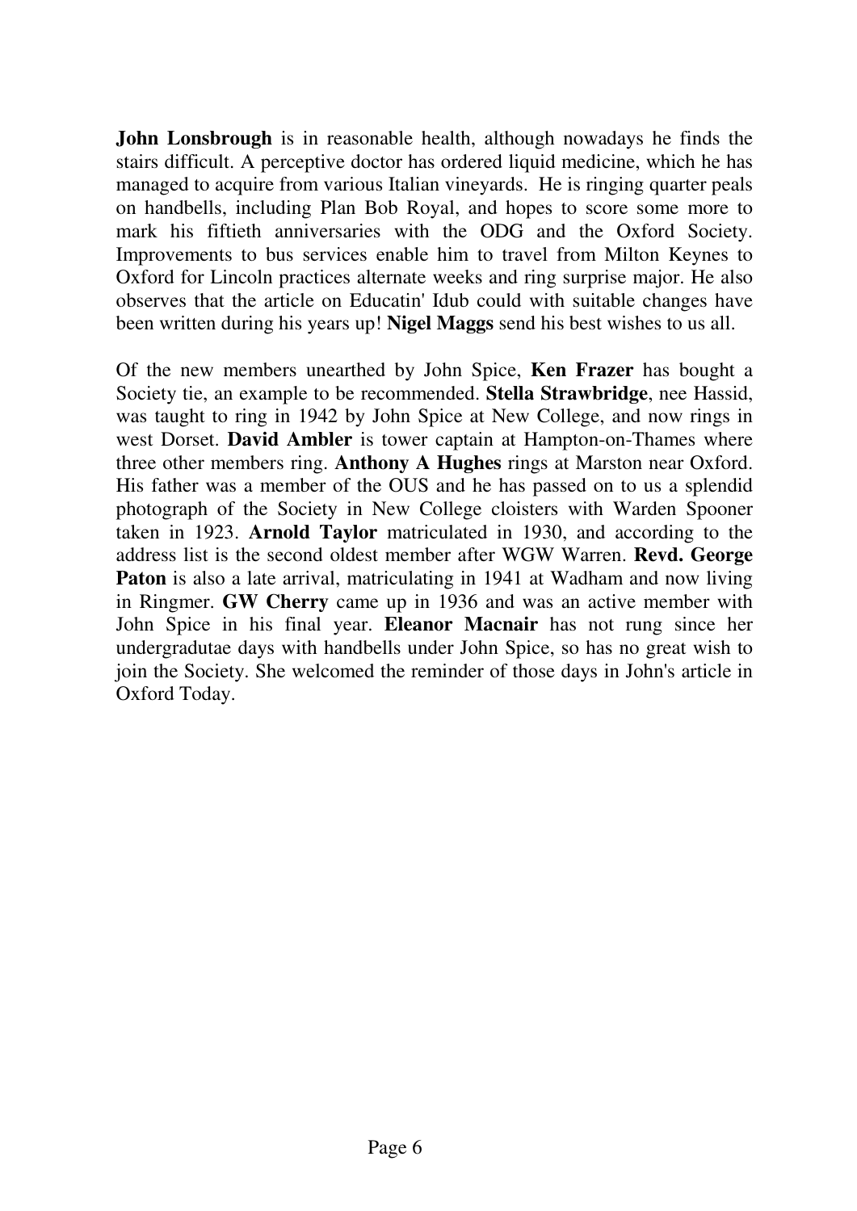**John Lonsbrough** is in reasonable health, although nowadays he finds the stairs difficult. A perceptive doctor has ordered liquid medicine, which he has managed to acquire from various Italian vineyards. He is ringing quarter peals on handbells, including Plan Bob Royal, and hopes to score some more to mark his fiftieth anniversaries with the ODG and the Oxford Society. Improvements to bus services enable him to travel from Milton Keynes to Oxford for Lincoln practices alternate weeks and ring surprise major. He also observes that the article on Educatin' Idub could with suitable changes have been written during his years up! **Nigel Maggs** send his best wishes to us all.

Of the new members unearthed by John Spice, **Ken Frazer** has bought a Society tie, an example to be recommended. **Stella Strawbridge**, nee Hassid, was taught to ring in 1942 by John Spice at New College, and now rings in west Dorset. **David Ambler** is tower captain at Hampton-on-Thames where three other members ring. **Anthony A Hughes** rings at Marston near Oxford. His father was a member of the OUS and he has passed on to us a splendid photograph of the Society in New College cloisters with Warden Spooner taken in 1923. **Arnold Taylor** matriculated in 1930, and according to the address list is the second oldest member after WGW Warren. **Revd. George Paton** is also a late arrival, matriculating in 1941 at Wadham and now living in Ringmer. **GW Cherry** came up in 1936 and was an active member with John Spice in his final year. **Eleanor Macnair** has not rung since her undergradutae days with handbells under John Spice, so has no great wish to join the Society. She welcomed the reminder of those days in John's article in Oxford Today.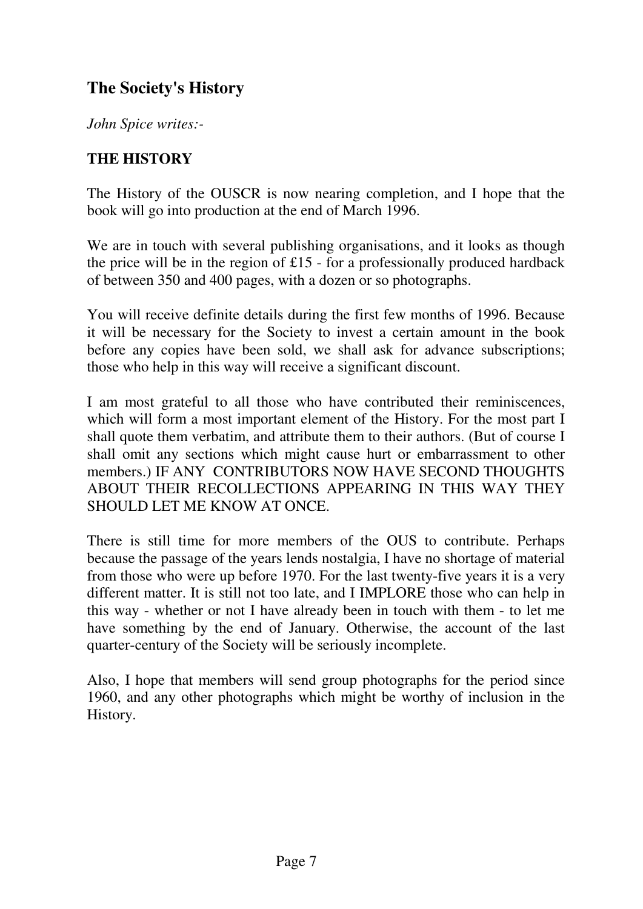## The Society's History

*John Spice writes:-*

**THE HISTORY**

The History of the OUSCR is now nearing completion, and I hope that the book will go into production at the end of March 1996.

We are in touch with several publishing organisations, and it looks as though the price will be in the region of £15 - for a professionally produced hardback of between 350 and 400 pages, with a dozen or so photographs.

You will receive definite details during the first few months of 1996. Because it will be necessary for the Society to invest a certain amount in the book before any copies have been sold, we shall ask for advance subscriptions; those who help in this way will receive a significant discount.

I am most grateful to all those who have contributed their reminiscences, which will form a most important element of the History. For the most part I shall quote them verbatim, and attribute them to their authors. (But of course I shall omit any sections which might cause hurt or embarrassment to other members.) IF ANY CONTRIBUTORS NOW HAVE SECOND THOUGHTS ABOUT THEIR RECOLLECTIONS APPEARING IN THIS WAY THEY SHOULD LET ME KNOW AT ONCE.

There is still time for more members of the OUS to contribute. Perhaps because the passage of the years lends nostalgia, I have no shortage of material from those who were up before 1970. For the last twenty-five years it is a very different matter. It is still not too late, and I IMPLORE those who can help in this way - whether or not I have already been in touch with them - to let me have something by the end of January. Otherwise, the account of the last quarter-century of the Society will be seriously incomplete.

Also, I hope that members will send group photographs for the period since 1960, and any other photographs which might be worthy of inclusion in the History.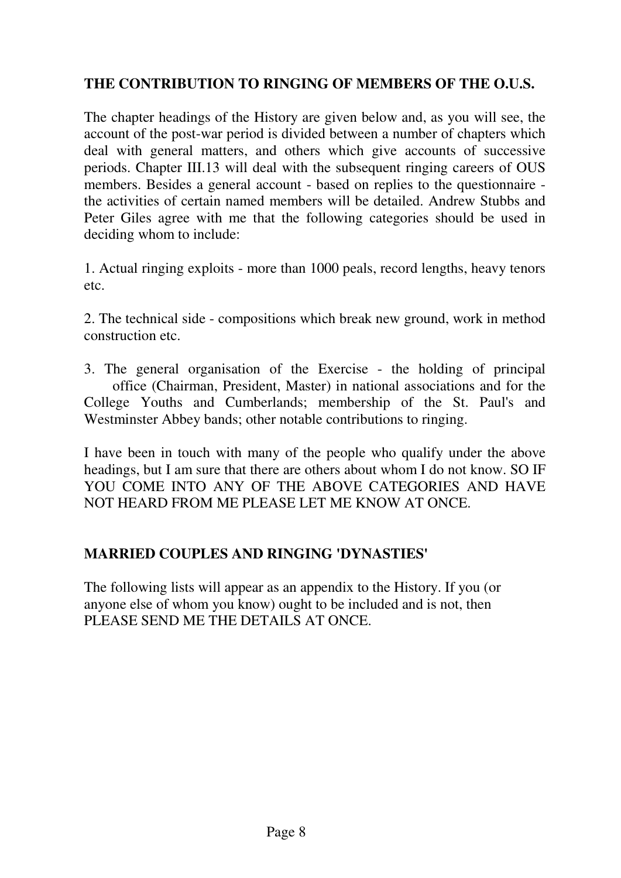## THE CONTRIBUTION TO RINGING OF MEMBERS OF THE O.U.S.

The chapter headings of the History are given below and, as you will see, the account of the post-war period is divided between a number of chapters which deal with general matters, and others which give accounts of successive periods. Chapter III.13 will deal with the subsequent ringing careers of OUS members. Besides a general account - based on replies to the questionnaire - the activities of certain named members will be detailed. Andrew Stubbs and Peter Giles agree with me that the following categories should be used in deciding whom to include:

1. Actual ringing exploits - more than 1000 peals, record lengths, heavy tenors etc.

2. The technical side - compositions which break new ground, work in method construction etc.

3. The general organisation of the Exercise - the holding of principal office (Chairman, President, Master) in national associations and for the College Youths and Cumberlands; membership of the St. Paul's and Westminster Abbey bands; other notable contributions to ringing.

I have been in touch with many of the people who qualify under the above headings, but I am sure that there are others about whom I do not know. SO IF YOU COME INTO ANY OF THE ABOVE CATEGORIES AND HAVE NOT HEARD FROM ME PLEASE LET ME KNOW AT ONCE.

## MARRIED COUPLES AND RINGING 'DYNASTIES'

The following lists will appear as an appendix to the History. If you (or anyone else of whom you know) ought to be included and is not, then PLEASE SEND ME THE DETAILS AT ONCE.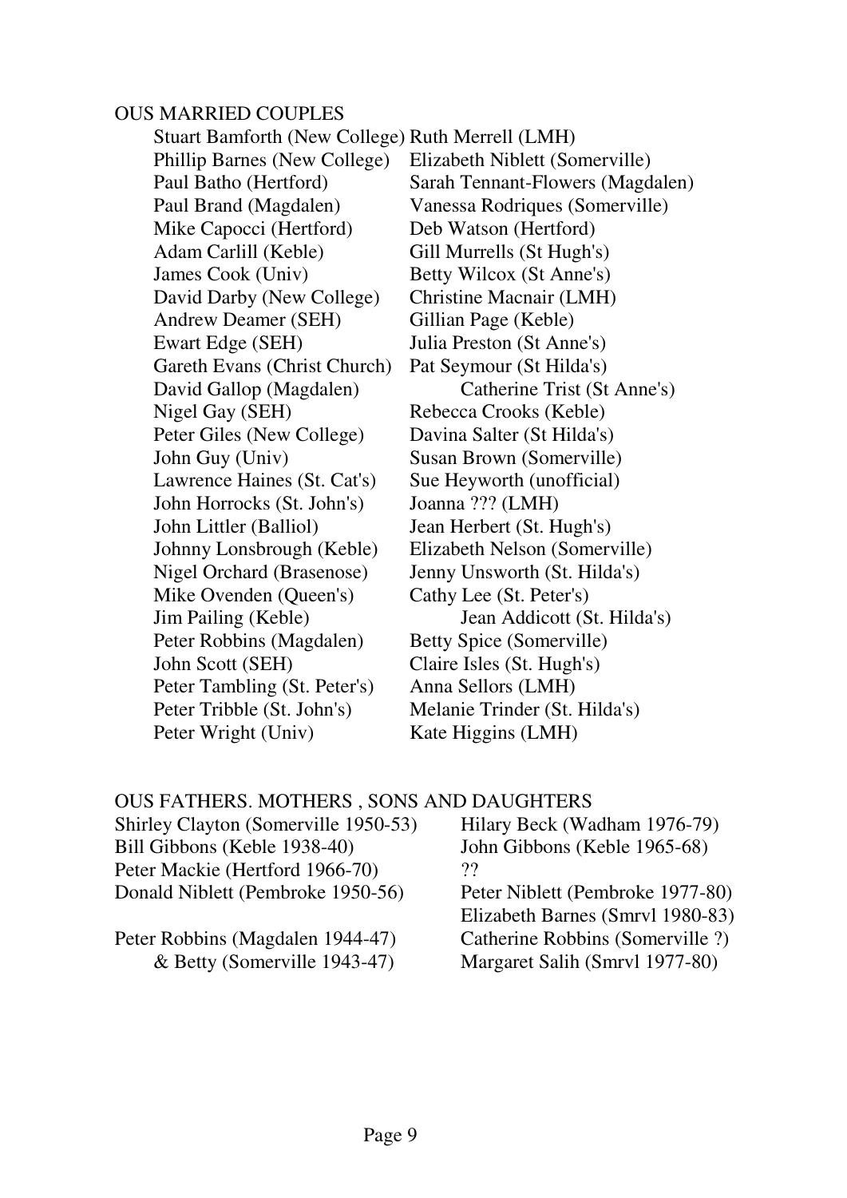## OUS MARRIED COUPLES

| | |
|---|---|
| Stuart Bamforth (New College) | Ruth Merrell (LMH) |
| Phillip Barnes (New College) | Elizabeth Niblett (Somerville) |
| Paul Batho (Hertford) | Sarah Tennant-Flowers (Magdalen) |
| Paul Brand (Magdalen) | Vanessa Rodriques (Somerville) |
| Mike Capocci (Hertford) | Deb Watson (Hertford) |
| Adam Carlill (Keble) | Gill Murrells (St Hugh's) |
| James Cook (Univ) | Betty Wilcox (St Anne's) |
| David Darby (New College) | Christine Macnair (LMH) |
| Andrew Deamer (SEH) | Gillian Page (Keble) |
| Ewart Edge (SEH) | Julia Preston (St Anne's) |
| Gareth Evans (Christ Church) | Pat Seymour (St Hilda's) |
| David Gallop (Magdalen) | Catherine Trist (St Anne's) |
| Nigel Gay (SEH) | Rebecca Crooks (Keble) |
| Peter Giles (New College) | Davina Salter (St Hilda's) |
| John Guy (Univ) | Susan Brown (Somerville) |
| Lawrence Haines (St. Cat's) | Sue Heyworth (unofficial) |
| John Horrocks (St. John's) | Joanna ??? (LMH) |
| John Littler (Balliol) | Jean Herbert (St. Hugh's) |
| Johnny Lonsbrough (Keble) | Elizabeth Nelson (Somerville) |
| Nigel Orchard (Brasenose) | Jenny Unsworth (St. Hilda's) |
| Mike Ovenden (Queen's) | Cathy Lee (St. Peter's) |
| Jim Pailing (Keble) | Jean Addicott (St. Hilda's) |
| Peter Robbins (Magdalen) | Betty Spice (Somerville) |
| John Scott (SEH) | Claire Isles (St. Hugh's) |
| Peter Tambling (St. Peter's) | Anna Sellors (LMH) |
| Peter Tribble (St. John's) | Melanie Trinder (St. Hilda's) |
| Peter Wright (Univ) | Kate Higgins (LMH) |

## OUS FATHERS. MOTHERS , SONS AND DAUGHTERS

| | |
|---|---|
| Shirley Clayton (Somerville 1950-53) | Hilary Beck (Wadham 1976-79) |
| Bill Gibbons (Keble 1938-40) | John Gibbons (Keble 1965-68) |
| Peter Mackie (Hertford 1966-70) | ?? |
| Donald Niblett (Pembroke 1950-56) | Peter Niblett (Pembroke 1977-80) |
| | Elizabeth Barnes (Smrvl 1980-83) |
| Peter Robbins (Magdalen 1944-47) | Catherine Robbins (Somerville ?) |
| & Betty (Somerville 1943-47) | Margaret Salih (Smrvl 1977-80) |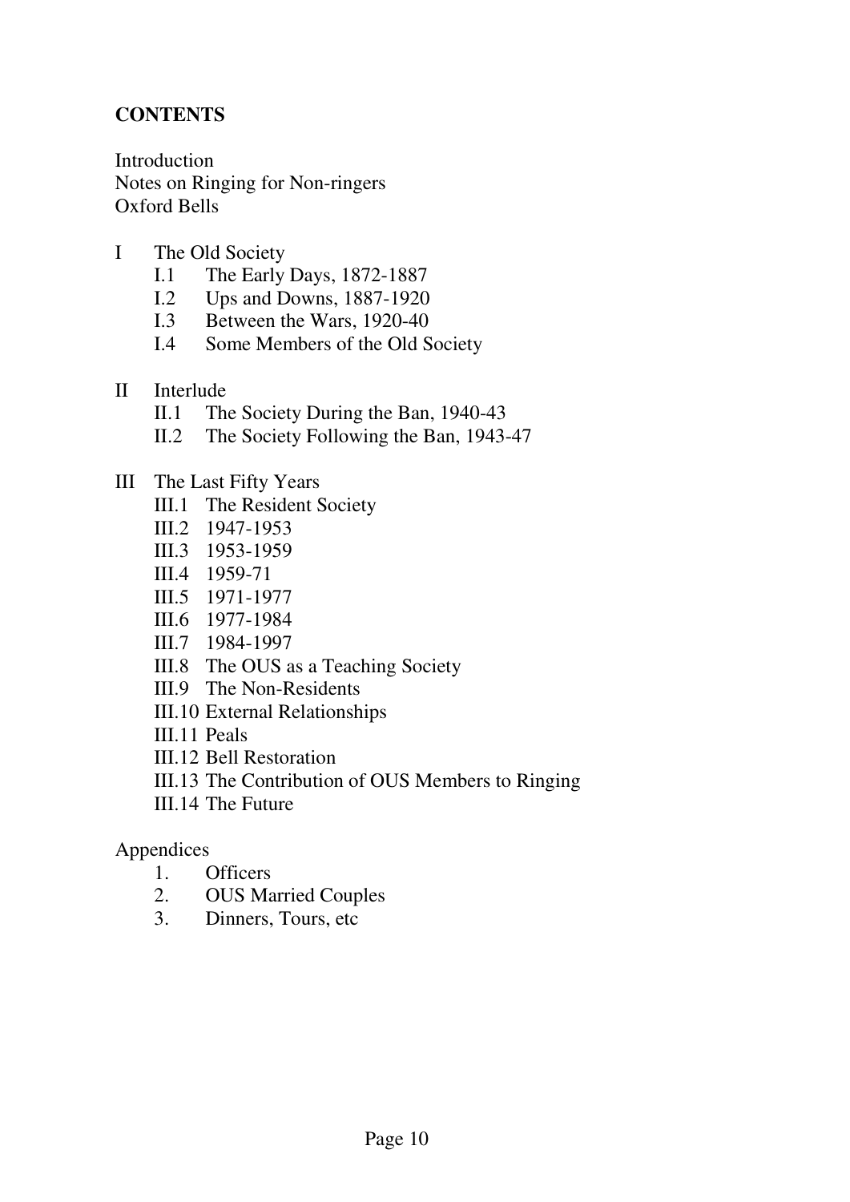**CONTENTS**

Introduction
Notes on Ringing for Non-ringers
Oxford Bells

- I The Old Society
  - I.1 The Early Days, 1872-1887
  - I.2 Ups and Downs, 1887-1920
  - I.3 Between the Wars, 1920-40
  - I.4 Some Members of the Old Society

- II Interlude
  - II.1 The Society During the Ban, 1940-43
  - II.2 The Society Following the Ban, 1943-47

- III The Last Fifty Years
  - III.1 The Resident Society
  - III.2 1947-1953
  - III.3 1953-1959
  - III.4 1959-71
  - III.5 1971-1977
  - III.6 1977-1984
  - III.7 1984-1997
  - III.8 The OUS as a Teaching Society
  - III.9 The Non-Residents
  - III.10 External Relationships
  - III.11 Peals
  - III.12 Bell Restoration
  - III.13 The Contribution of OUS Members to Ringing
  - III.14 The Future

Appendices
1. Officers
2. OUS Married Couples
3. Dinners, Tours, etc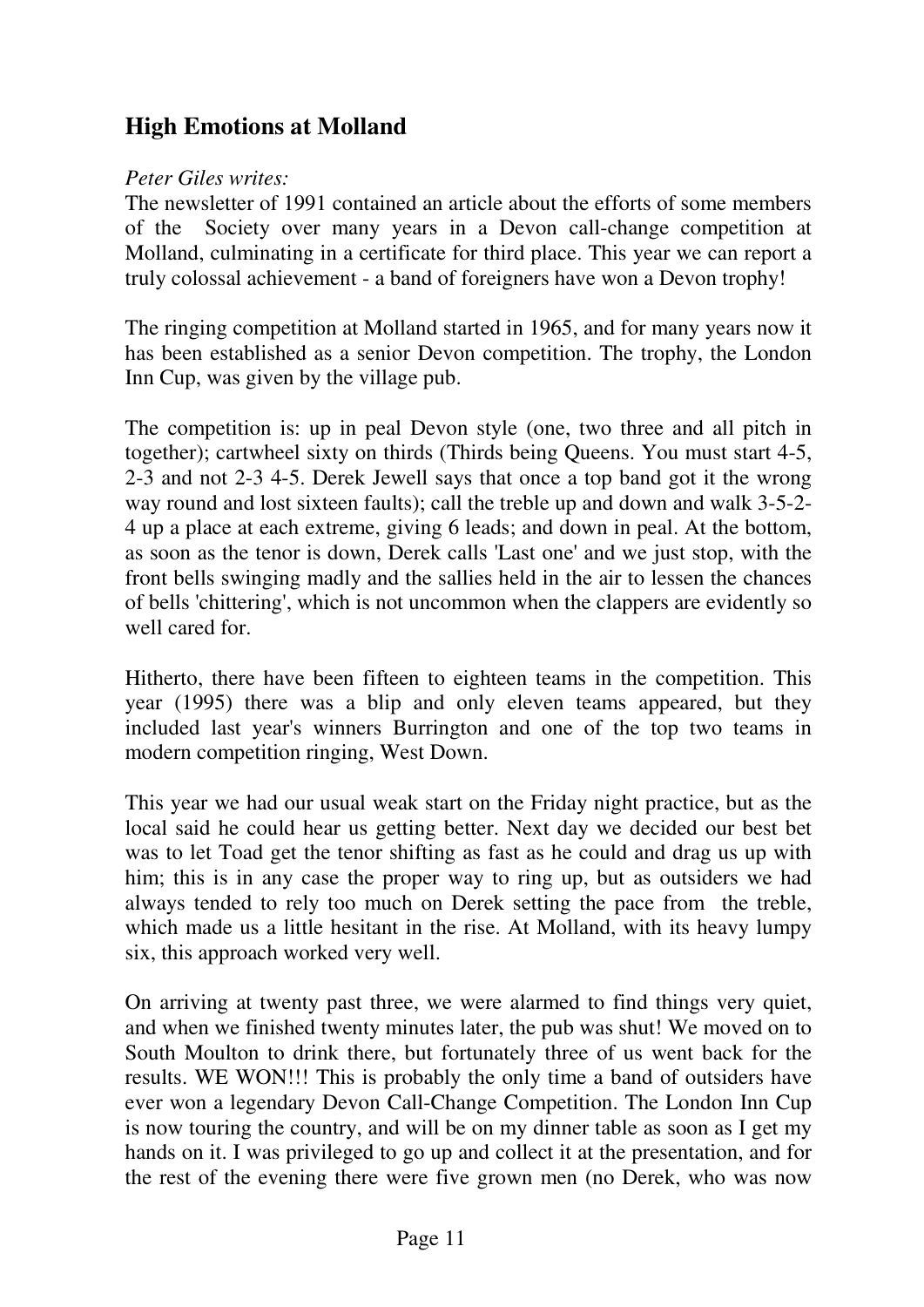## High Emotions at Molland

*Peter Giles writes:*

The newsletter of 1991 contained an article about the efforts of some members of the Society over many years in a Devon call-change competition at Molland, culminating in a certificate for third place. This year we can report a truly colossal achievement - a band of foreigners have won a Devon trophy!

The ringing competition at Molland started in 1965, and for many years now it has been established as a senior Devon competition. The trophy, the London Inn Cup, was given by the village pub.

The competition is: up in peal Devon style (one, two three and all pitch in together); cartwheel sixty on thirds (Thirds being Queens. You must start 4-5, 2-3 and not 2-3 4-5. Derek Jewell says that once a top band got it the wrong way round and lost sixteen faults); call the treble up and down and walk 3-5-2-4 up a place at each extreme, giving 6 leads; and down in peal. At the bottom, as soon as the tenor is down, Derek calls 'Last one' and we just stop, with the front bells swinging madly and the sallies held in the air to lessen the chances of bells 'chittering', which is not uncommon when the clappers are evidently so well cared for.

Hitherto, there have been fifteen to eighteen teams in the competition. This year (1995) there was a blip and only eleven teams appeared, but they included last year's winners Burrington and one of the top two teams in modern competition ringing, West Down.

This year we had our usual weak start on the Friday night practice, but as the local said he could hear us getting better. Next day we decided our best bet was to let Toad get the tenor shifting as fast as he could and drag us up with him; this is in any case the proper way to ring up, but as outsiders we had always tended to rely too much on Derek setting the pace from the treble, which made us a little hesitant in the rise. At Molland, with its heavy lumpy six, this approach worked very well.

On arriving at twenty past three, we were alarmed to find things very quiet, and when we finished twenty minutes later, the pub was shut! We moved on to South Moulton to drink there, but fortunately three of us went back for the results. WE WON!!! This is probably the only time a band of outsiders have ever won a legendary Devon Call-Change Competition. The London Inn Cup is now touring the country, and will be on my dinner table as soon as I get my hands on it. I was privileged to go up and collect it at the presentation, and for the rest of the evening there were five grown men (no Derek, who was now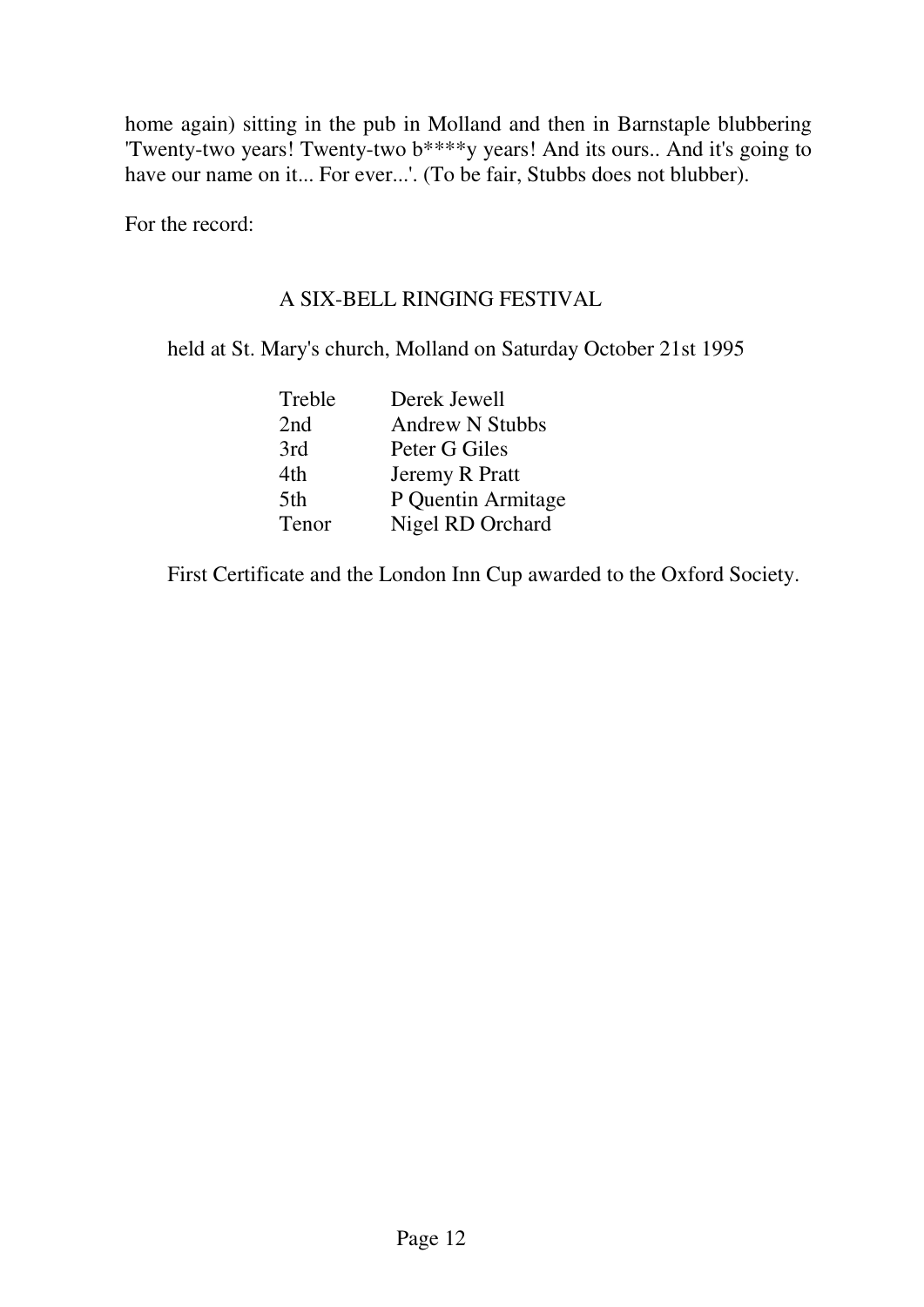home again) sitting in the pub in Molland and then in Barnstaple blubbering 'Twenty-two years! Twenty-two b****y years! And its ours.. And it's going to have our name on it... For ever...'. (To be fair, Stubbs does not blubber).

For the record:

A SIX-BELL RINGING FESTIVAL

held at St. Mary's church, Molland on Saturday October 21st 1995

| | |
|---|---|
| Treble | Derek Jewell |
| 2nd | Andrew N Stubbs |
| 3rd | Peter G Giles |
| 4th | Jeremy R Pratt |
| 5th | P Quentin Armitage |
| Tenor | Nigel RD Orchard |

First Certificate and the London Inn Cup awarded to the Oxford Society.